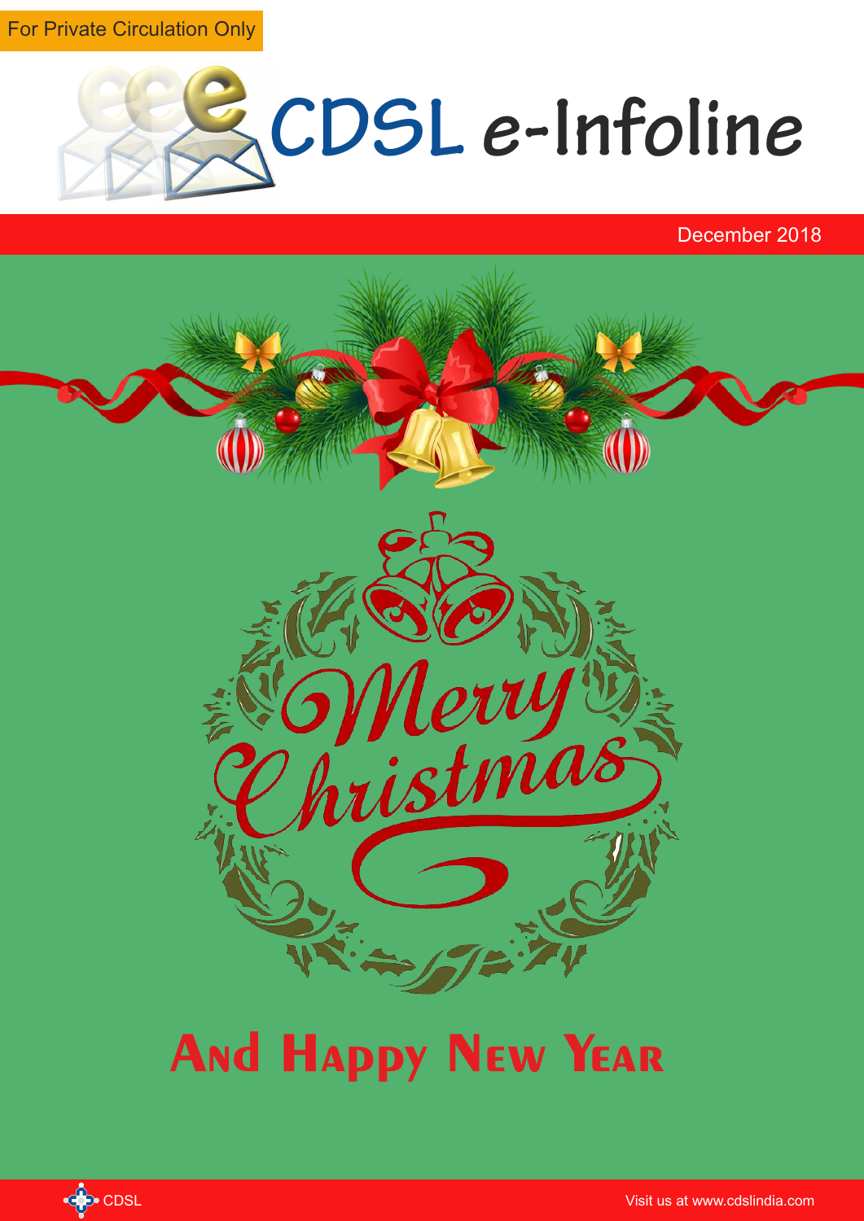For Private Circulation Only

# CDSL e-Infoline

December 2018

Merry Christmas

## And Happy New Year

CDSL

Visit us at www.cdslindia.com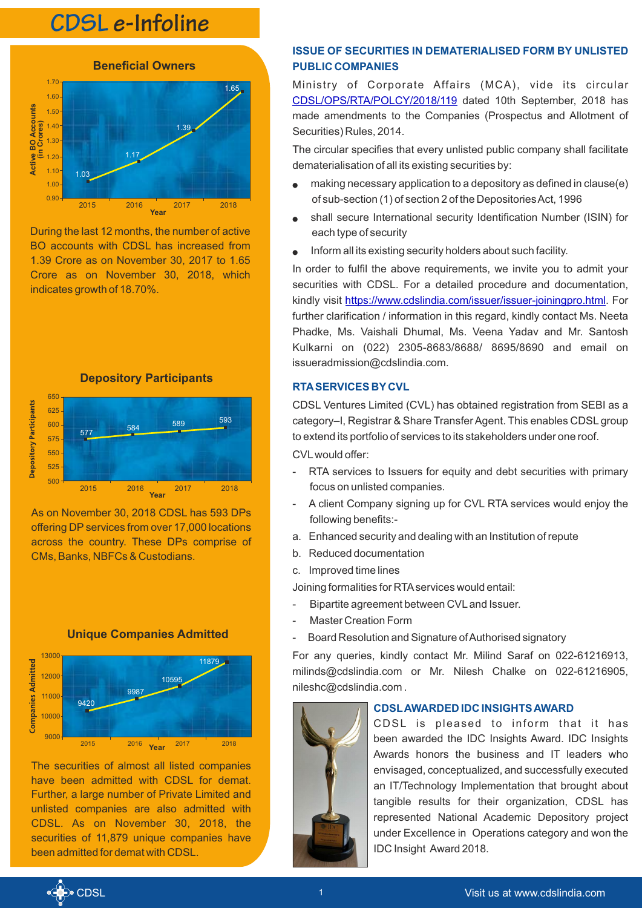# CDSL e-Infoline

## Beneficial Owners

During the last 12 months, the number of active BO accounts with CDSL has increased from 1.39 Crore as on November 30, 2017 to 1.65 Crore as on November 30, 2018, which indicates growth of 18.70%.

## Depository Participants

As on November 30, 2018 CDSL has 593 DPs offering DP services from over 17,000 locations across the country. These DPs comprise of CMs, Banks, NBFCs & Custodians.

## Unique Companies Admitted

The securities of almost all listed companies have been admitted with CDSL for demat. Further, a large number of Private Limited and unlisted companies are also admitted with CDSL. As on November 30, 2018, the securities of 11,879 unique companies have been admitted for demat with CDSL.

## ISSUE OF SECURITIES IN DEMATERIALISED FORM BY UNLISTED PUBLIC COMPANIES

Ministry of Corporate Affairs (MCA), vide its circular CDSL/OPS/RTA/POLCY/2018/119 dated 10th September, 2018 has made amendments to the Companies (Prospectus and Allotment of Securities) Rules, 2014.

The circular specifies that every unlisted public company shall facilitate dematerialisation of all its existing securities by:

- making necessary application to a depository as defined in clause(e) of sub-section (1) of section 2 of the Depositories Act, 1996
- shall secure International security Identification Number (ISIN) for each type of security
- Inform all its existing security holders about such facility.

In order to fulfil the above requirements, we invite you to admit your securities with CDSL. For a detailed procedure and documentation, kindly visit https://www.cdslindia.com/issuer/issuer-joiningpro.html. For further clarification / information in this regard, kindly contact Ms. Neeta Phadke, Ms. Vaishali Dhumal, Ms. Veena Yadav and Mr. Santosh Kulkarni on (022) 2305-8683/8688/ 8695/8690 and email on issueradmission@cdslindia.com.

## RTA SERVICES BY CVL

CDSL Ventures Limited (CVL) has obtained registration from SEBI as a category–I, Registrar & Share Transfer Agent. This enables CDSL group to extend its portfolio of services to its stakeholders under one roof.

CVL would offer:

- RTA services to Issuers for equity and debt securities with primary focus on unlisted companies.
- A client Company signing up for CVL RTA services would enjoy the following benefits:-

a. Enhanced security and dealing with an Institution of repute

b. Reduced documentation

c. Improved time lines

Joining formalities for RTA services would entail:

- Bipartite agreement between CVL and Issuer.
- Master Creation Form
- Board Resolution and Signature of Authorised signatory

For any queries, kindly contact Mr. Milind Saraf on 022-61216913, milinds@cdslindia.com or Mr. Nilesh Chalke on 022-61216905, nileshc@cdslindia.com .

## CDSL AWARDED IDC INSIGHTS AWARD

CDSL is pleased to inform that it has been awarded the IDC Insights Award. IDC Insights Awards honors the business and IT leaders who envisaged, conceptualized, and successfully executed an IT/Technology Implementation that brought about tangible results for their organization, CDSL has represented National Academic Depository project under Excellence in Operations category and won the IDC Insight Award 2018.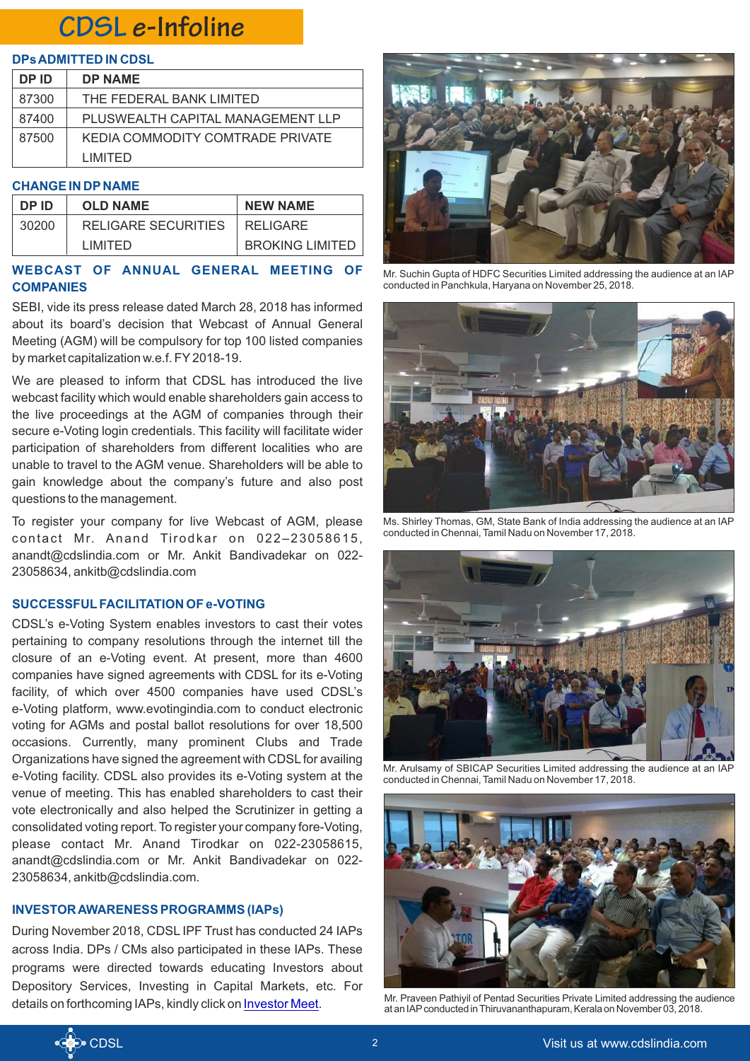# CDSL e-Infoline

## DPs ADMITTED IN CDSL

| DP ID | DP NAME |
|---|---|
| 87300 | THE FEDERAL BANK LIMITED |
| 87400 | PLUSWEALTH CAPITAL MANAGEMENT LLP |
| 87500 | KEDIA COMMODITY COMTRADE PRIVATE LIMITED |

## CHANGE IN DP NAME

| DP ID | OLD NAME | NEW NAME |
|---|---|---|
| 30200 | RELIGARE SECURITIES LIMITED | RELIGARE BROKING LIMITED |

## WEBCAST OF ANNUAL GENERAL MEETING OF COMPANIES

SEBI, vide its press release dated March 28, 2018 has informed about its board's decision that Webcast of Annual General Meeting (AGM) will be compulsory for top 100 listed companies by market capitalization w.e.f. FY 2018-19.

We are pleased to inform that CDSL has introduced the live webcast facility which would enable shareholders gain access to the live proceedings at the AGM of companies through their secure e-Voting login credentials. This facility will facilitate wider participation of shareholders from different localities who are unable to travel to the AGM venue. Shareholders will be able to gain knowledge about the company's future and also post questions to the management.

To register your company for live Webcast of AGM, please contact Mr. Anand Tirodkar on 022–23058615, anandt@cdslindia.com or Mr. Ankit Bandivadekar on 022-23058634, ankitb@cdslindia.com

## SUCCESSFUL FACILITATION OF e-VOTING

CDSL's e-Voting System enables investors to cast their votes pertaining to company resolutions through the internet till the closure of an e-Voting event. At present, more than 4600 companies have signed agreements with CDSL for its e-Voting facility, of which over 4500 companies have used CDSL's e-Voting platform, www.evotingindia.com to conduct electronic voting for AGMs and postal ballot resolutions for over 18,500 occasions. Currently, many prominent Clubs and Trade Organizations have signed the agreement with CDSL for availing e-Voting facility. CDSL also provides its e-Voting system at the venue of meeting. This has enabled shareholders to cast their vote electronically and also helped the Scrutinizer in getting a consolidated voting report. To register your company fore-Voting, please contact Mr. Anand Tirodkar on 022-23058615, anandt@cdslindia.com or Mr. Ankit Bandivadekar on 022-23058634, ankitb@cdslindia.com.

## INVESTOR AWARENESS PROGRAMMS (IAPs)

During November 2018, CDSL IPF Trust has conducted 24 IAPs across India. DPs / CMs also participated in these IAPs. These programs were directed towards educating Investors about Depository Services, Investing in Capital Markets, etc. For details on forthcoming IAPs, kindly click on Investor Meet.

Mr. Suchin Gupta of HDFC Securities Limited addressing the audience at an IAP conducted in Panchkula, Haryana on November 25, 2018.

Ms. Shirley Thomas, GM, State Bank of India addressing the audience at an IAP conducted in Chennai, Tamil Nadu on November 17, 2018.

Mr. Arulsamy of SBICAP Securities Limited addressing the audience at an IAP conducted in Chennai, Tamil Nadu on November 17, 2018.

Mr. Praveen Pathiyil of Pentad Securities Private Limited addressing the audience at an IAP conducted in Thiruvananthapuram, Kerala on November 03, 2018.